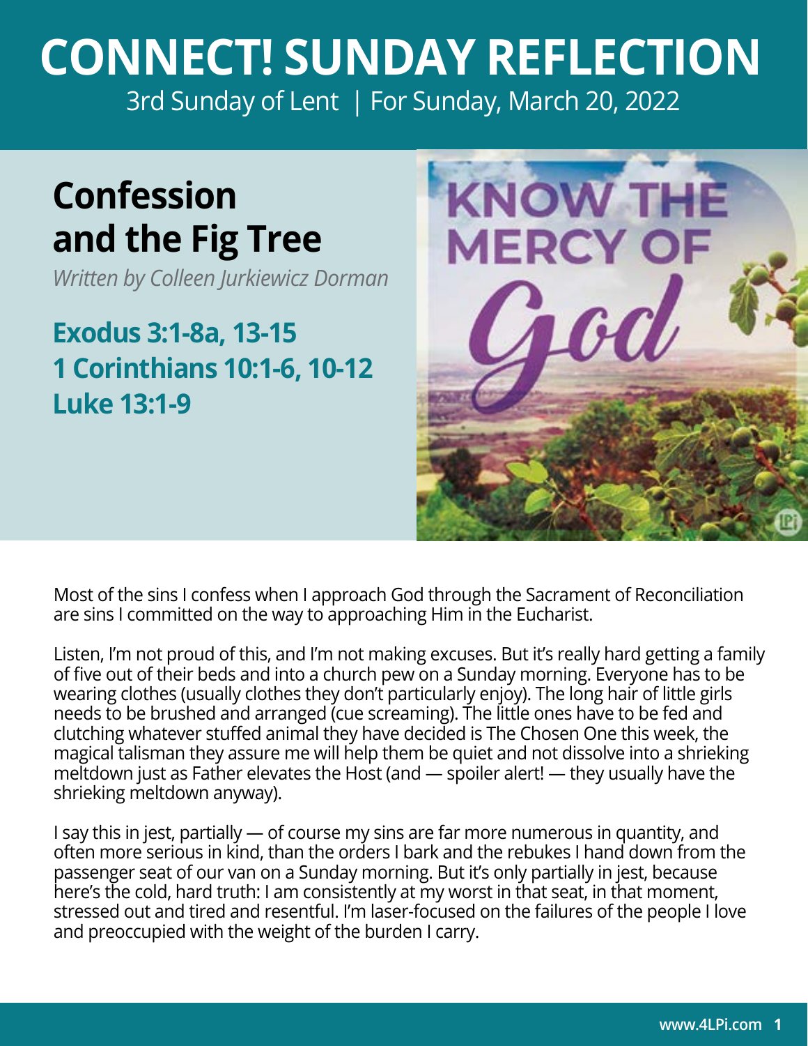# CONNECT! SUNDAY REFLECTION

3rd Sunday of Lent | For Sunday, March 20, 2022

## Confession and the Fig Tree

*Written by Colleen Jurkiewicz Dorman*

**Exodus 3:1-8a, 13-15**
**1 Corinthians 10:1-6, 10-12**
**Luke 13:1-9**

Most of the sins I confess when I approach God through the Sacrament of Reconciliation are sins I committed on the way to approaching Him in the Eucharist.

Listen, I'm not proud of this, and I'm not making excuses. But it's really hard getting a family of five out of their beds and into a church pew on a Sunday morning. Everyone has to be wearing clothes (usually clothes they don't particularly enjoy). The long hair of little girls needs to be brushed and arranged (cue screaming). The little ones have to be fed and clutching whatever stuffed animal they have decided is The Chosen One this week, the magical talisman they assure me will help them be quiet and not dissolve into a shrieking meltdown just as Father elevates the Host (and — spoiler alert! — they usually have the shrieking meltdown anyway).

I say this in jest, partially — of course my sins are far more numerous in quantity, and often more serious in kind, than the orders I bark and the rebukes I hand down from the passenger seat of our van on a Sunday morning. But it's only partially in jest, because here's the cold, hard truth: I am consistently at my worst in that seat, in that moment, stressed out and tired and resentful. I'm laser-focused on the failures of the people I love and preoccupied with the weight of the burden I carry.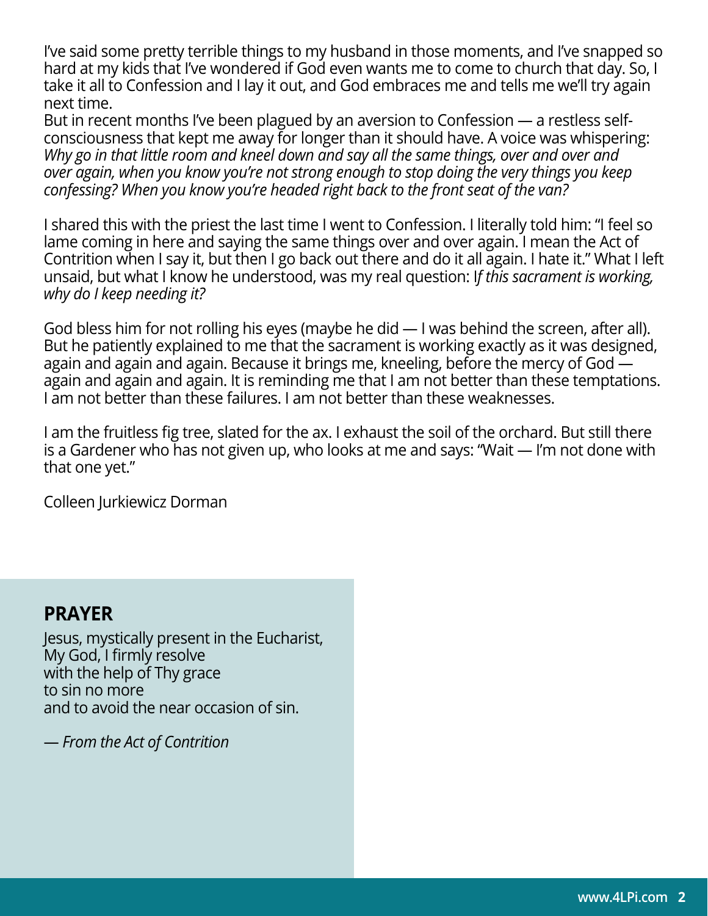I've said some pretty terrible things to my husband in those moments, and I've snapped so hard at my kids that I've wondered if God even wants me to come to church that day. So, I take it all to Confession and I lay it out, and God embraces me and tells me we'll try again next time.

But in recent months I've been plagued by an aversion to Confession — a restless self-consciousness that kept me away for longer than it should have. A voice was whispering: *Why go in that little room and kneel down and say all the same things, over and over and over again, when you know you're not strong enough to stop doing the very things you keep confessing? When you know you're headed right back to the front seat of the van?*

I shared this with the priest the last time I went to Confession. I literally told him: "I feel so lame coming in here and saying the same things over and over again. I mean the Act of Contrition when I say it, but then I go back out there and do it all again. I hate it." What I left unsaid, but what I know he understood, was my real question: I*f this sacrament is working, why do I keep needing it?*

God bless him for not rolling his eyes (maybe he did — I was behind the screen, after all). But he patiently explained to me that the sacrament is working exactly as it was designed, again and again and again. Because it brings me, kneeling, before the mercy of God — again and again and again. It is reminding me that I am not better than these temptations. I am not better than these failures. I am not better than these weaknesses.

I am the fruitless fig tree, slated for the ax. I exhaust the soil of the orchard. But still there is a Gardener who has not given up, who looks at me and says: "Wait — I'm not done with that one yet."

Colleen Jurkiewicz Dorman

## PRAYER

Jesus, mystically present in the Eucharist,
My God, I firmly resolve
with the help of Thy grace
to sin no more
and to avoid the near occasion of sin.

— *From the Act of Contrition*